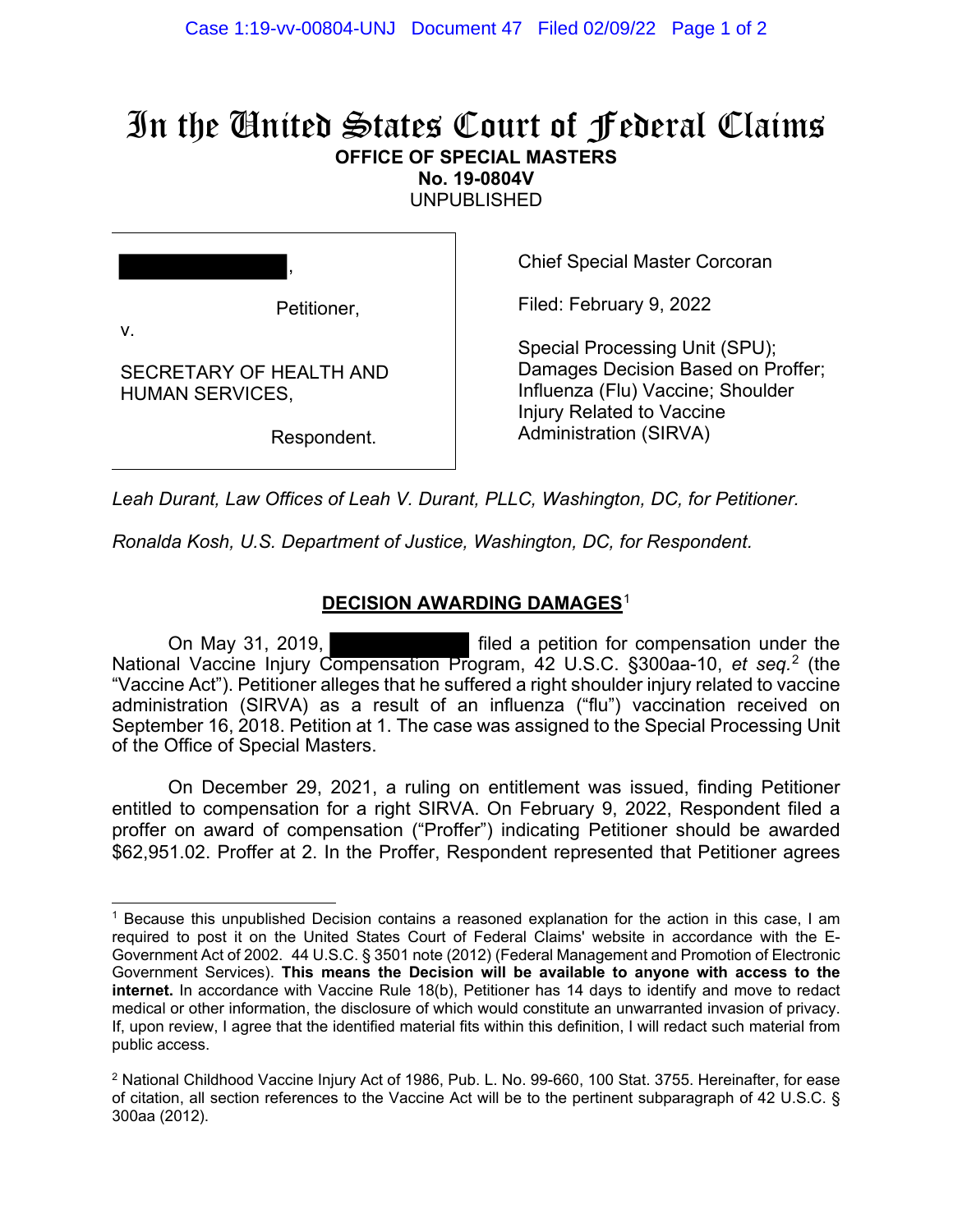# In the United States Court of Federal Claims

**OFFICE OF SPECIAL MASTERS**
**No. 19-0804V**
UNPUBLISHED

| | |
|---|---|
| [REDACTED], Petitioner, v. SECRETARY OF HEALTH AND HUMAN SERVICES, Respondent. | Chief Special Master Corcoran<br><br>Filed: February 9, 2022<br><br>Special Processing Unit (SPU); Damages Decision Based on Proffer; Influenza (Flu) Vaccine; Shoulder Injury Related to Vaccine Administration (SIRVA) |

*Leah Durant, Law Offices of Leah V. Durant, PLLC, Washington, DC, for Petitioner.*

*Ronalda Kosh, U.S. Department of Justice, Washington, DC, for Respondent.*

## DECISION AWARDING DAMAGES[1]

On May 31, 2019, [REDACTED] filed a petition for compensation under the National Vaccine Injury Compensation Program, 42 U.S.C. §300aa-10, *et seq.*[2] (the "Vaccine Act"). Petitioner alleges that he suffered a right shoulder injury related to vaccine administration (SIRVA) as a result of an influenza ("flu") vaccination received on September 16, 2018. Petition at 1. The case was assigned to the Special Processing Unit of the Office of Special Masters.

On December 29, 2021, a ruling on entitlement was issued, finding Petitioner entitled to compensation for a right SIRVA. On February 9, 2022, Respondent filed a proffer on award of compensation ("Proffer") indicating Petitioner should be awarded $62,951.02. Proffer at 2. In the Proffer, Respondent represented that Petitioner agrees

---

[1] Because this unpublished Decision contains a reasoned explanation for the action in this case, I am required to post it on the United States Court of Federal Claims' website in accordance with the E-Government Act of 2002. 44 U.S.C. § 3501 note (2012) (Federal Management and Promotion of Electronic Government Services). **This means the Decision will be available to anyone with access to the internet.** In accordance with Vaccine Rule 18(b), Petitioner has 14 days to identify and move to redact medical or other information, the disclosure of which would constitute an unwarranted invasion of privacy. If, upon review, I agree that the identified material fits within this definition, I will redact such material from public access.

[2] National Childhood Vaccine Injury Act of 1986, Pub. L. No. 99-660, 100 Stat. 3755. Hereinafter, for ease of citation, all section references to the Vaccine Act will be to the pertinent subparagraph of 42 U.S.C. § 300aa (2012).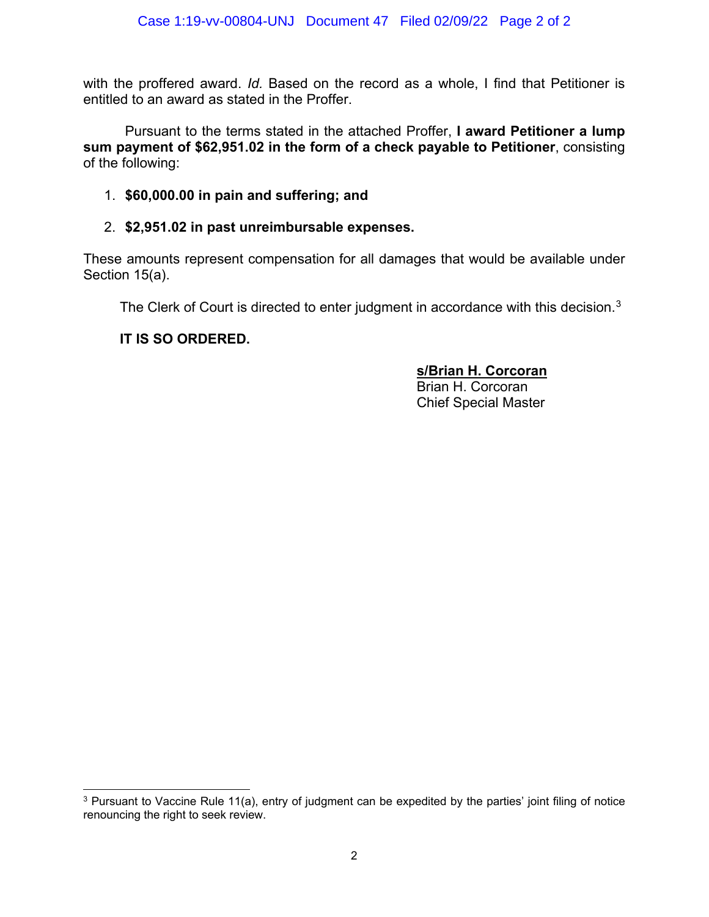with the proffered award. *Id.* Based on the record as a whole, I find that Petitioner is entitled to an award as stated in the Proffer.

Pursuant to the terms stated in the attached Proffer, **I award Petitioner a lump sum payment of $62,951.02 in the form of a check payable to Petitioner**, consisting of the following:

1. **$60,000.00 in pain and suffering; and**
2. **$2,951.02 in past unreimbursable expenses.**

These amounts represent compensation for all damages that would be available under Section 15(a).

The Clerk of Court is directed to enter judgment in accordance with this decision.[3]

**IT IS SO ORDERED.**

**s/Brian H. Corcoran**
Brian H. Corcoran
Chief Special Master

---

[3] Pursuant to Vaccine Rule 11(a), entry of judgment can be expedited by the parties' joint filing of notice renouncing the right to seek review.